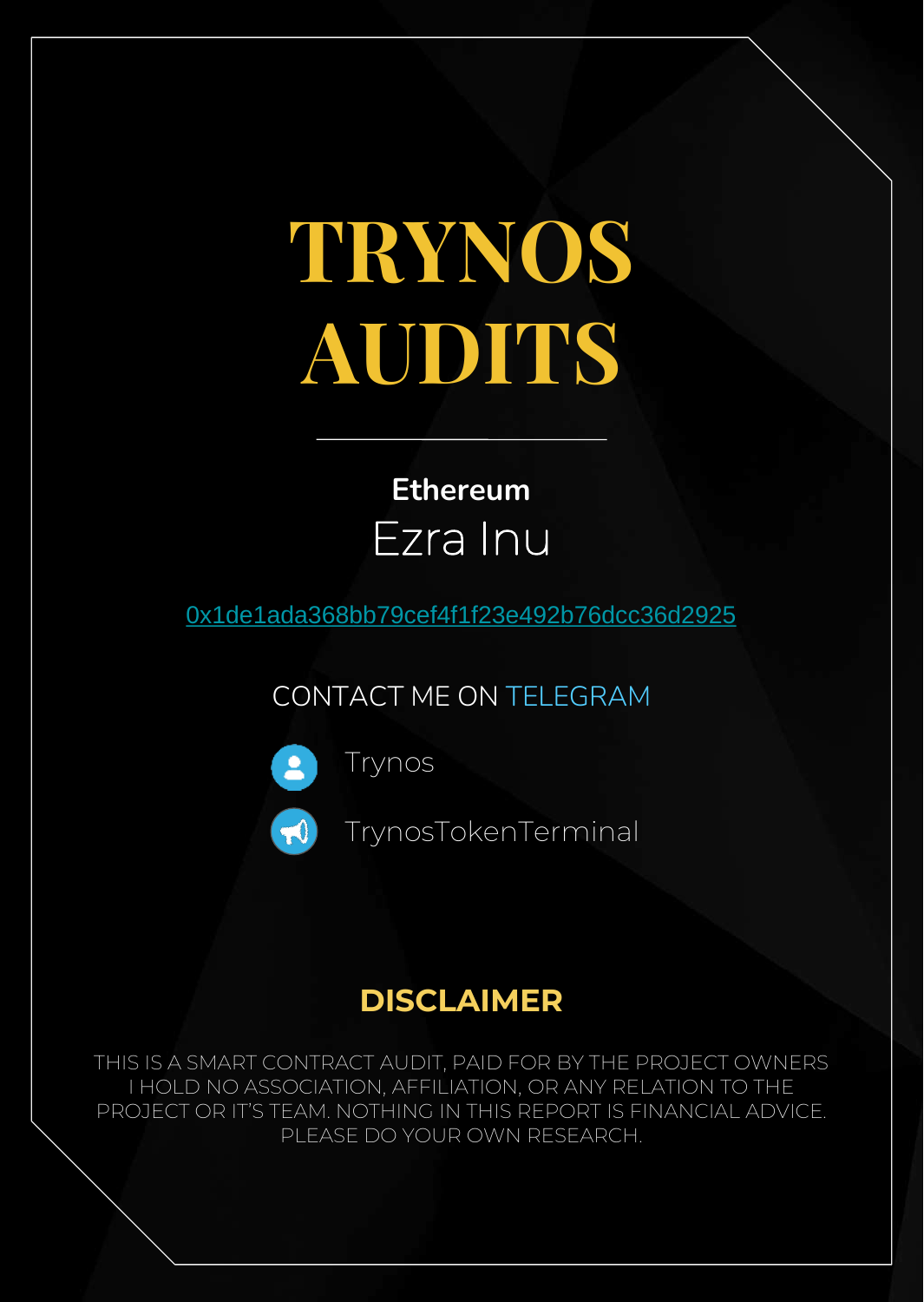# TRYNOS AUDITS

**Ethereum**

## Ezra Inu

0x1de1ada368bb79cef4f1f23e492b76dcc36d2925

CONTACT ME ON TELEGRAM

Trynos

TrynosTokenTerminal

## DISCLAIMER

THIS IS A SMART CONTRACT AUDIT, PAID FOR BY THE PROJECT OWNERS
I HOLD NO ASSOCIATION, AFFILIATION, OR ANY RELATION TO THE PROJECT OR IT'S TEAM. NOTHING IN THIS REPORT IS FINANCIAL ADVICE. PLEASE DO YOUR OWN RESEARCH.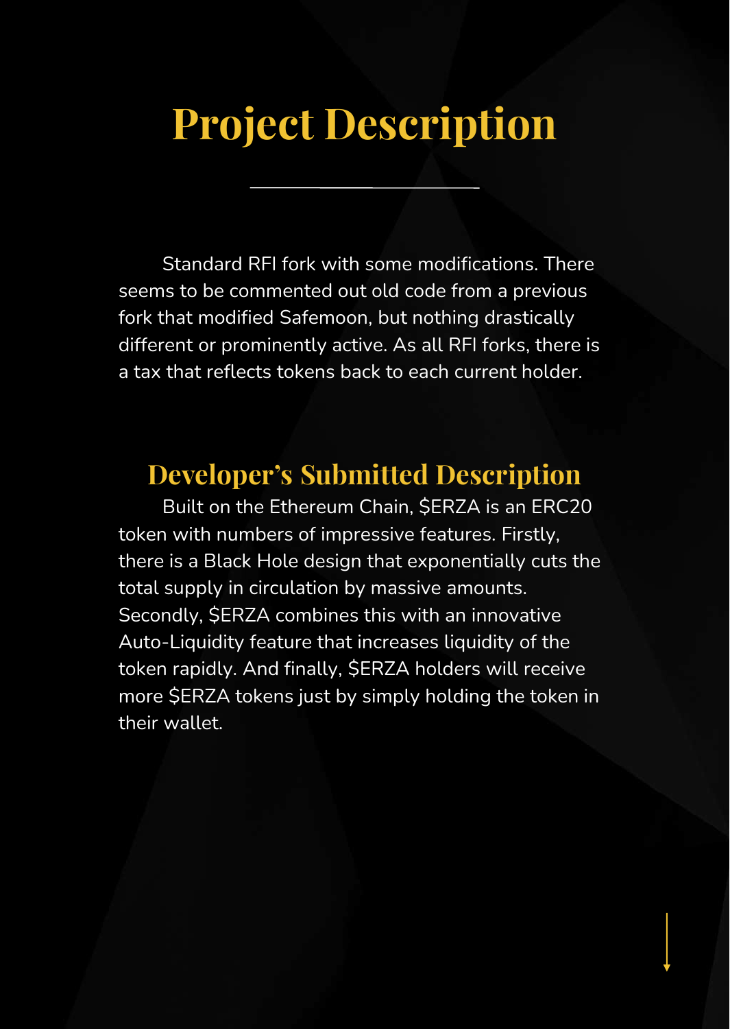# Project Description

Standard RFI fork with some modifications. There seems to be commented out old code from a previous fork that modified Safemoon, but nothing drastically different or prominently active. As all RFI forks, there is a tax that reflects tokens back to each current holder.

## Developer's Submitted Description

Built on the Ethereum Chain, $ERZA is an ERC20 token with numbers of impressive features. Firstly, there is a Black Hole design that exponentially cuts the total supply in circulation by massive amounts. Secondly, $ERZA combines this with an innovative Auto-Liquidity feature that increases liquidity of the token rapidly. And finally, $ERZA holders will receive more $ERZA tokens just by simply holding the token in their wallet.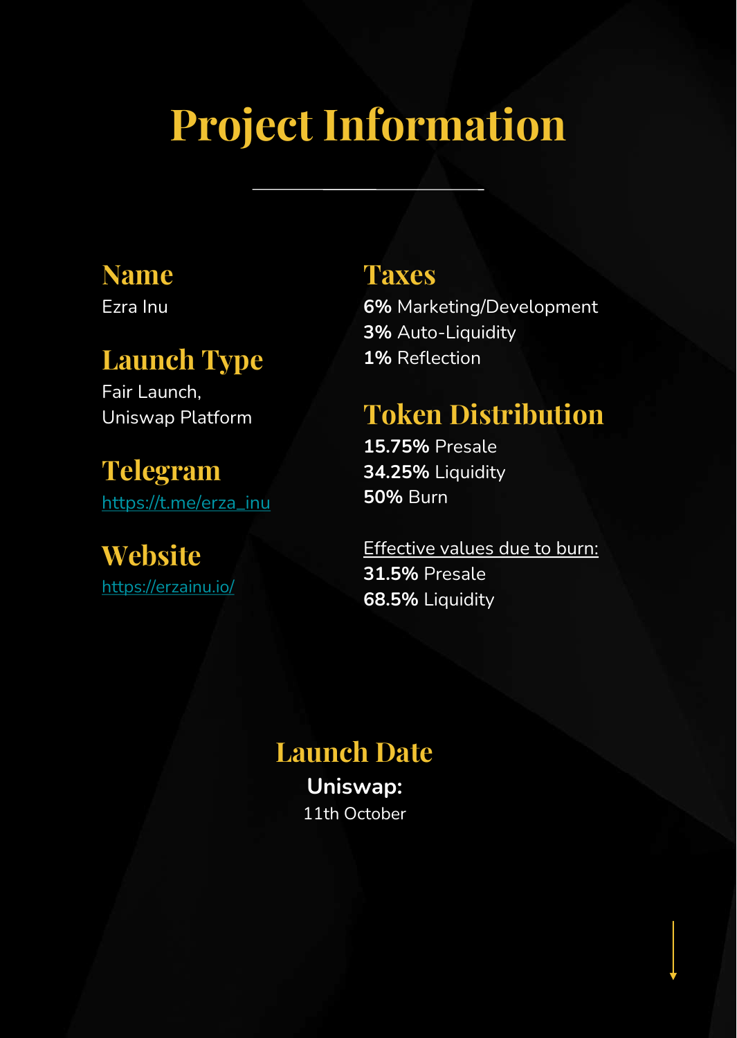# Project Information

## Name

Ezra Inu

## Launch Type

Fair Launch,
Uniswap Platform

## Telegram

https://t.me/erza_inu

## Website

https://erzainu.io/

## Taxes

**6%** Marketing/Development
**3%** Auto-Liquidity
**1%** Reflection

## Token Distribution

**15.75%** Presale
**34.25%** Liquidity
**50%** Burn

Effective values due to burn:
**31.5%** Presale
**68.5%** Liquidity

## Launch Date

**Uniswap:**
11th October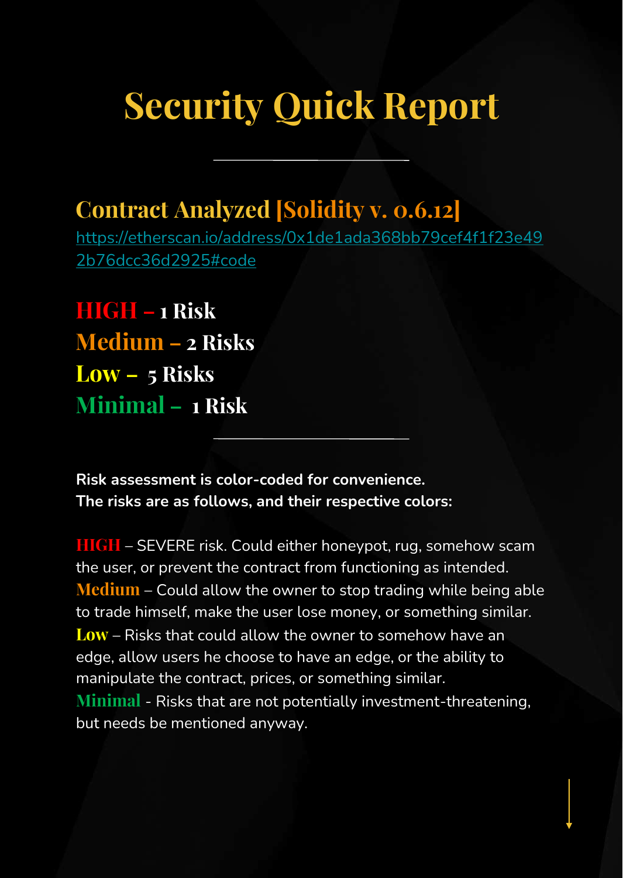# Security Quick Report

## Contract Analyzed [Solidity v. 0.6.12]

https://etherscan.io/address/0x1de1ada368bb79cef4f1f23e492b76dcc36d2925#code

**HIGH – 1 Risk**
**Medium – 2 Risks**
**Low – 5 Risks**
**Minimal – 1 Risk**

**Risk assessment is color-coded for convenience.**
**The risks are as follows, and their respective colors:**

**HIGH** – SEVERE risk. Could either honeypot, rug, somehow scam the user, or prevent the contract from functioning as intended.
**Medium** – Could allow the owner to stop trading while being able to trade himself, make the user lose money, or something similar.
**Low** – Risks that could allow the owner to somehow have an edge, allow users he choose to have an edge, or the ability to manipulate the contract, prices, or something similar.
**Minimal** - Risks that are not potentially investment-threatening, but needs be mentioned anyway.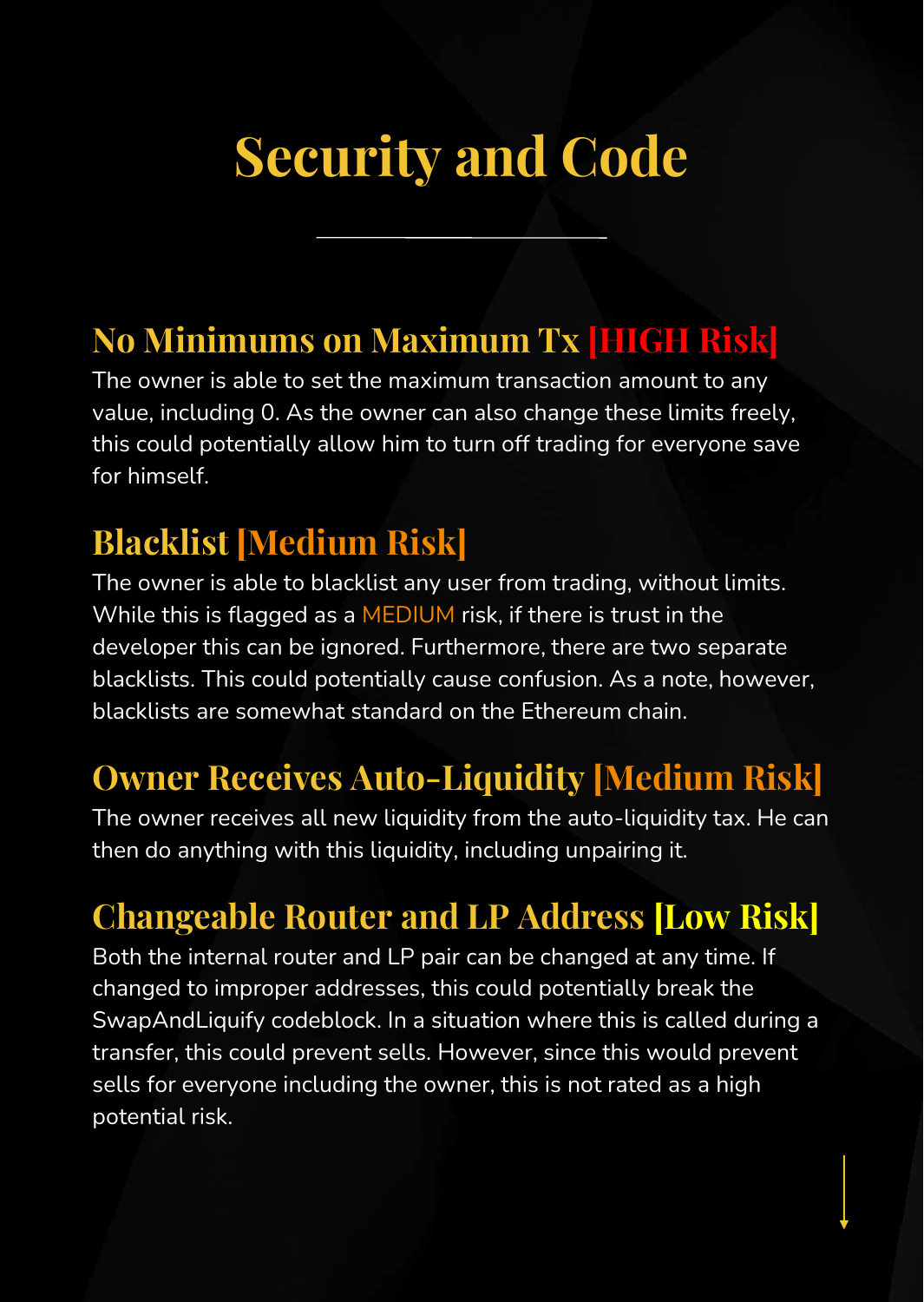# Security and Code

## No Minimums on Maximum Tx [HIGH Risk]

The owner is able to set the maximum transaction amount to any value, including 0. As the owner can also change these limits freely, this could potentially allow him to turn off trading for everyone save for himself.

## Blacklist [Medium Risk]

The owner is able to blacklist any user from trading, without limits. While this is flagged as a MEDIUM risk, if there is trust in the developer this can be ignored. Furthermore, there are two separate blacklists. This could potentially cause confusion. As a note, however, blacklists are somewhat standard on the Ethereum chain.

## Owner Receives Auto-Liquidity [Medium Risk]

The owner receives all new liquidity from the auto-liquidity tax. He can then do anything with this liquidity, including unpairing it.

## Changeable Router and LP Address [Low Risk]

Both the internal router and LP pair can be changed at any time. If changed to improper addresses, this could potentially break the SwapAndLiquify codeblock. In a situation where this is called during a transfer, this could prevent sells. However, since this would prevent sells for everyone including the owner, this is not rated as a high potential risk.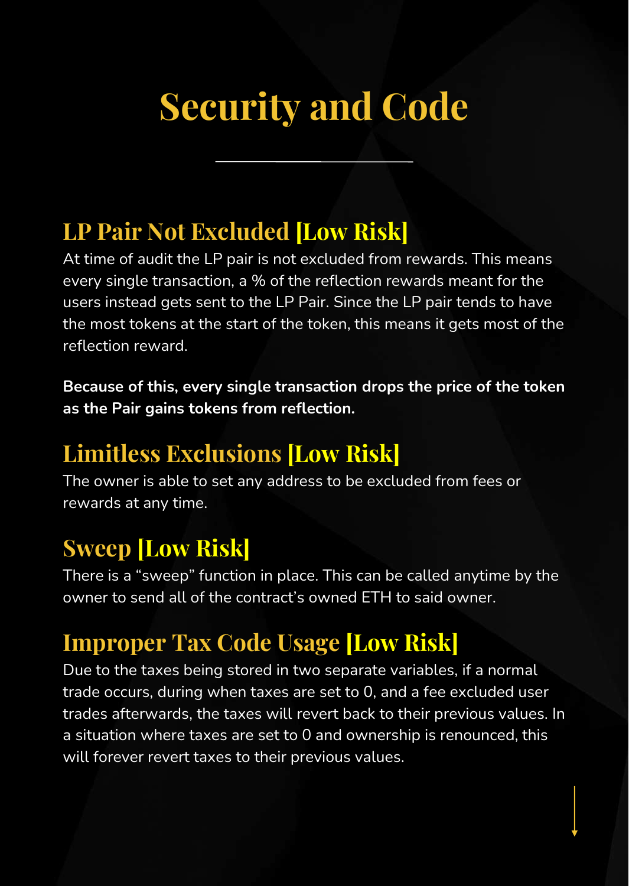# Security and Code

## LP Pair Not Excluded [Low Risk]

At time of audit the LP pair is not excluded from rewards. This means every single transaction, a % of the reflection rewards meant for the users instead gets sent to the LP Pair. Since the LP pair tends to have the most tokens at the start of the token, this means it gets most of the reflection reward.

**Because of this, every single transaction drops the price of the token as the Pair gains tokens from reflection.**

## Limitless Exclusions [Low Risk]

The owner is able to set any address to be excluded from fees or rewards at any time.

## Sweep [Low Risk]

There is a “sweep” function in place. This can be called anytime by the owner to send all of the contract’s owned ETH to said owner.

## Improper Tax Code Usage [Low Risk]

Due to the taxes being stored in two separate variables, if a normal trade occurs, during when taxes are set to 0, and a fee excluded user trades afterwards, the taxes will revert back to their previous values. In a situation where taxes are set to 0 and ownership is renounced, this will forever revert taxes to their previous values.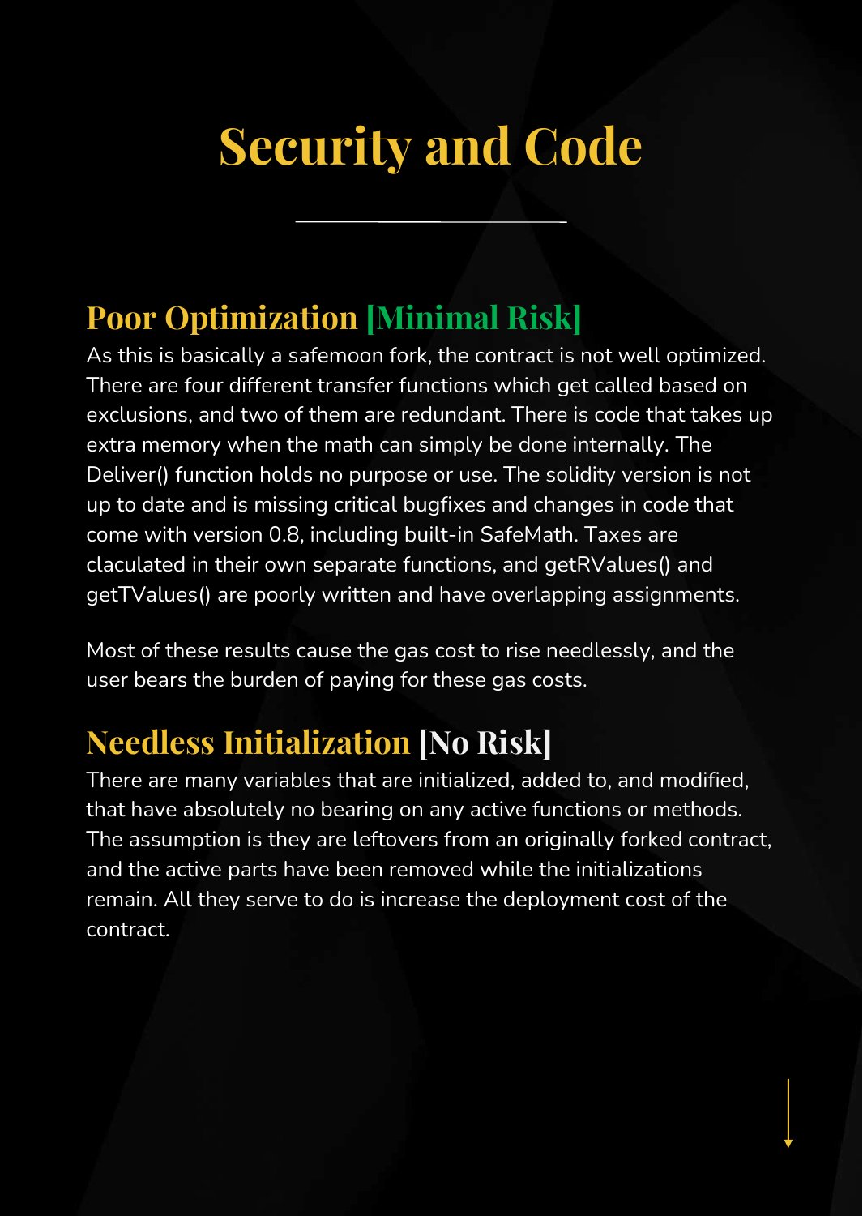# Security and Code

## Poor Optimization [Minimal Risk]

As this is basically a safemoon fork, the contract is not well optimized. There are four different transfer functions which get called based on exclusions, and two of them are redundant. There is code that takes up extra memory when the math can simply be done internally. The Deliver() function holds no purpose or use. The solidity version is not up to date and is missing critical bugfixes and changes in code that come with version 0.8, including built-in SafeMath. Taxes are claculated in their own separate functions, and getRValues() and getTValues() are poorly written and have overlapping assignments.

Most of these results cause the gas cost to rise needlessly, and the user bears the burden of paying for these gas costs.

## Needless Initialization [No Risk]

There are many variables that are initialized, added to, and modified, that have absolutely no bearing on any active functions or methods. The assumption is they are leftovers from an originally forked contract, and the active parts have been removed while the initializations remain. All they serve to do is increase the deployment cost of the contract.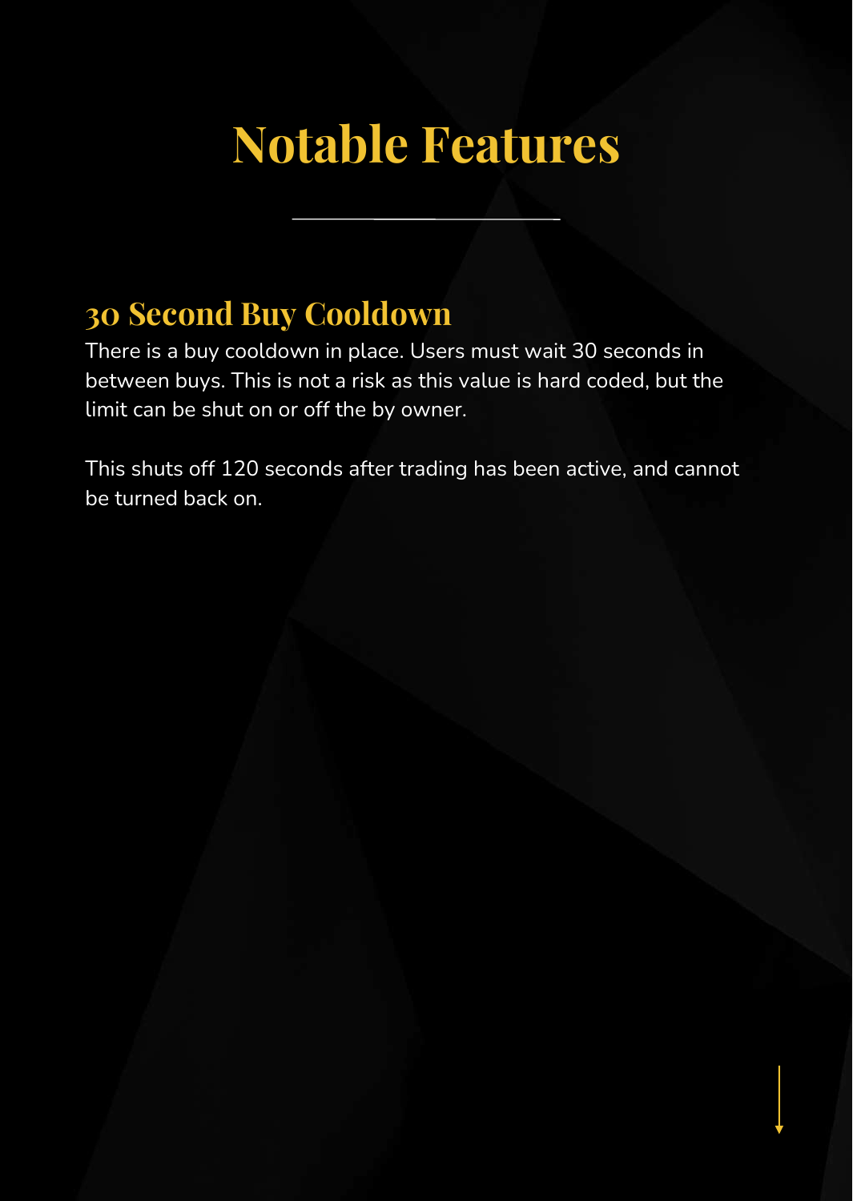# Notable Features

## 30 Second Buy Cooldown

There is a buy cooldown in place. Users must wait 30 seconds in between buys. This is not a risk as this value is hard coded, but the limit can be shut on or off the by owner.

This shuts off 120 seconds after trading has been active, and cannot be turned back on.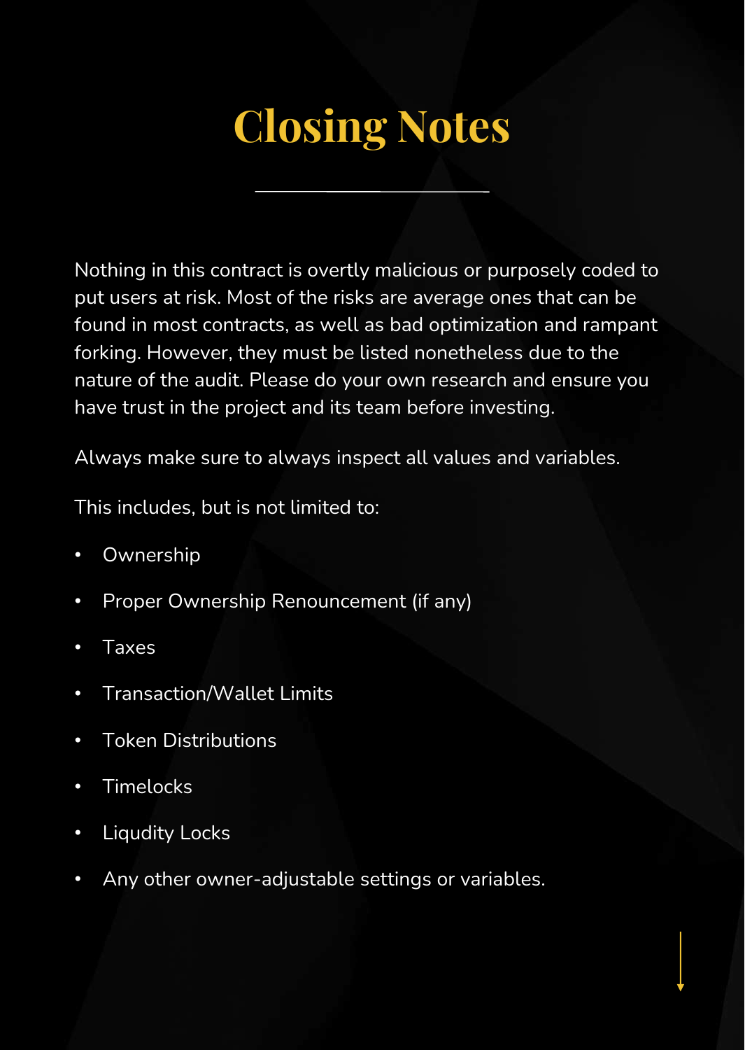# Closing Notes

Nothing in this contract is overtly malicious or purposely coded to put users at risk. Most of the risks are average ones that can be found in most contracts, as well as bad optimization and rampant forking. However, they must be listed nonetheless due to the nature of the audit. Please do your own research and ensure you have trust in the project and its team before investing.

Always make sure to always inspect all values and variables.

This includes, but is not limited to:

- Ownership
- Proper Ownership Renouncement (if any)
- Taxes
- Transaction/Wallet Limits
- Token Distributions
- Timelocks
- Liqudity Locks
- Any other owner-adjustable settings or variables.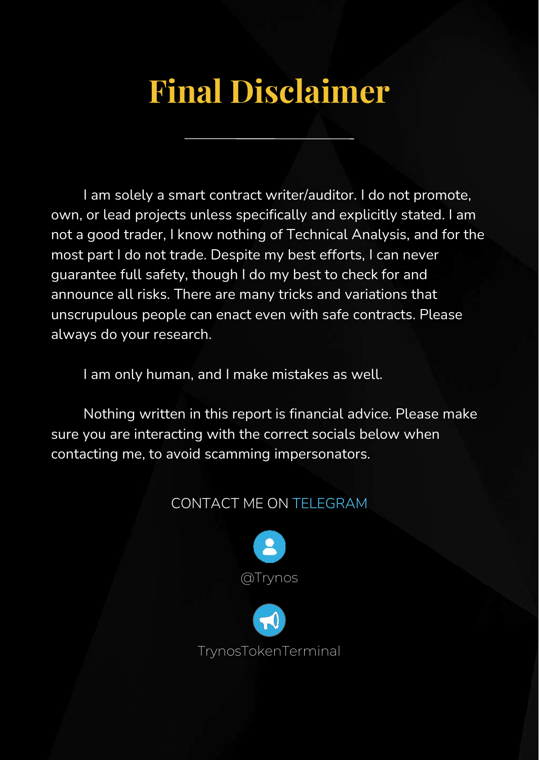# Final Disclaimer

I am solely a smart contract writer/auditor. I do not promote, own, or lead projects unless specifically and explicitly stated. I am not a good trader, I know nothing of Technical Analysis, and for the most part I do not trade. Despite my best efforts, I can never guarantee full safety, though I do my best to check for and announce all risks. There are many tricks and variations that unscrupulous people can enact even with safe contracts. Please always do your research.

I am only human, and I make mistakes as well.

Nothing written in this report is financial advice. Please make sure you are interacting with the correct socials below when contacting me, to avoid scamming impersonators.

CONTACT ME ON TELEGRAM

@Trynos

TrynosTokenTerminal